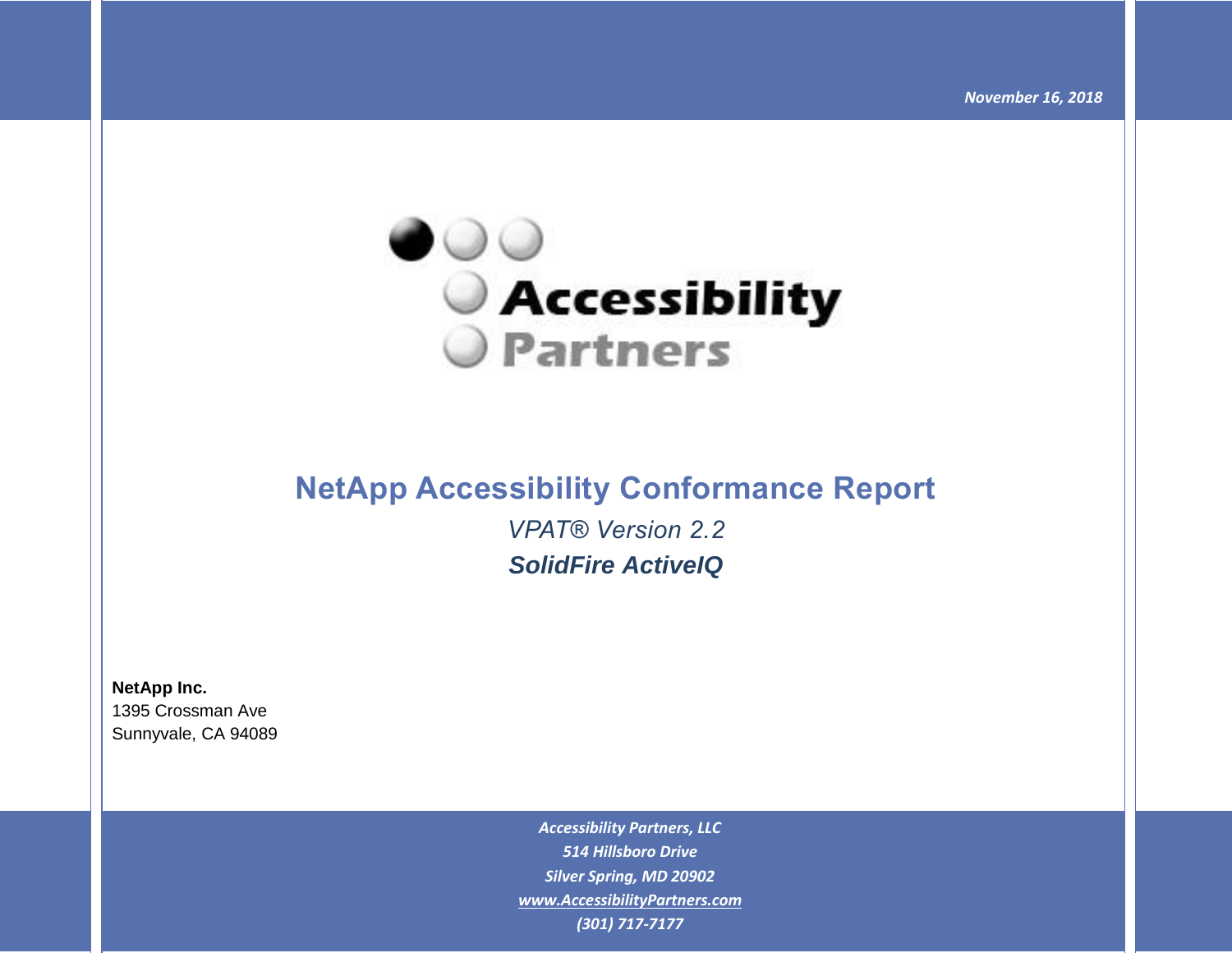*November 16, 2018*

Accessibility Partners

# NetApp Accessibility Conformance Report

*VPAT® Version 2.2*

***SolidFire ActiveIQ***

**NetApp Inc.**
1395 Crossman Ave
Sunnyvale, CA 94089

*Accessibility Partners, LLC*
*514 Hillsboro Drive*
*Silver Spring, MD 20902*
*www.AccessibilityPartners.com*
*(301) 717-7177*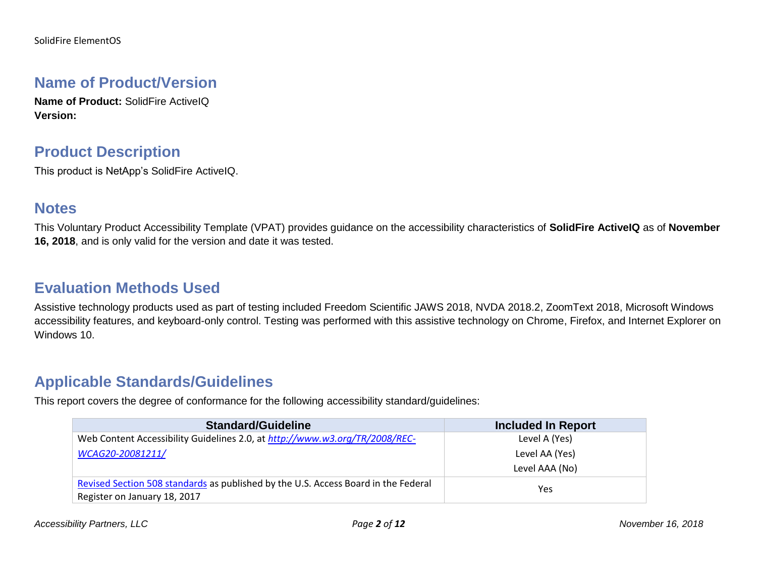## Name of Product/Version

**Name of Product:** SolidFire ActiveIQ
**Version:**

## Product Description

This product is NetApp's SolidFire ActiveIQ.

## Notes

This Voluntary Product Accessibility Template (VPAT) provides guidance on the accessibility characteristics of **SolidFire ActiveIQ** as of **November 16, 2018**, and is only valid for the version and date it was tested.

## Evaluation Methods Used

Assistive technology products used as part of testing included Freedom Scientific JAWS 2018, NVDA 2018.2, ZoomText 2018, Microsoft Windows accessibility features, and keyboard-only control. Testing was performed with this assistive technology on Chrome, Firefox, and Internet Explorer on Windows 10.

## Applicable Standards/Guidelines

This report covers the degree of conformance for the following accessibility standard/guidelines:

| Standard/Guideline | Included In Report |
|---|---|
| Web Content Accessibility Guidelines 2.0, at *http://www.w3.org/TR/2008/REC-WCAG20-20081211/* | Level A (Yes)<br>Level AA (Yes)<br>Level AAA (No) |
| Revised Section 508 standards as published by the U.S. Access Board in the Federal Register on January 18, 2017 | Yes |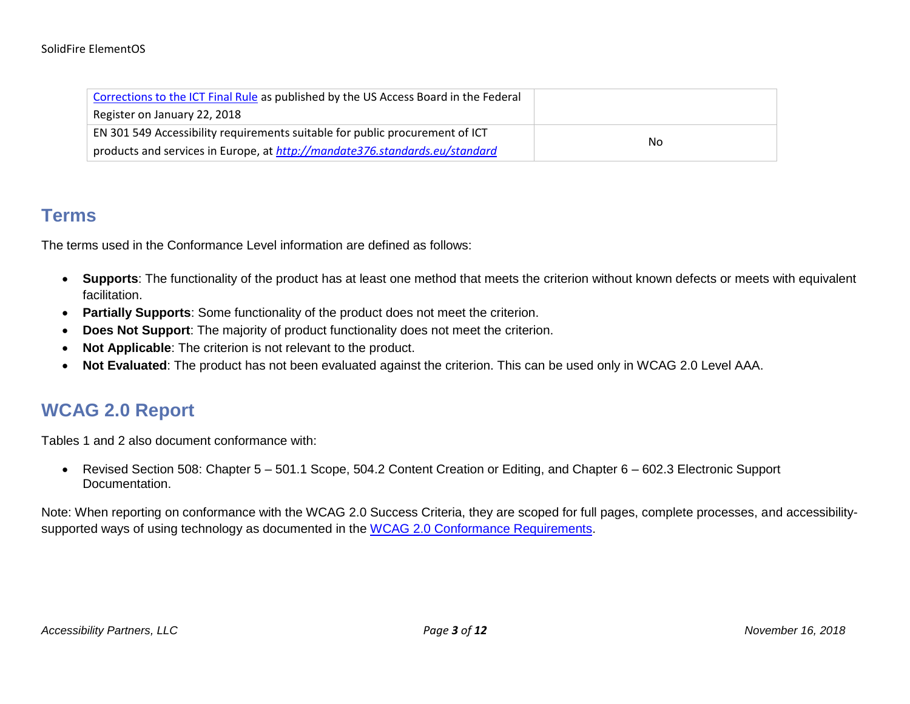| | |
|---|---|
| [Corrections to the ICT Final Rule]() as published by the US Access Board in the Federal Register on January 22, 2018 | |
| EN 301 549 Accessibility requirements suitable for public procurement of ICT products and services in Europe, at *http://mandate376.standards.eu/standard* | No |

## Terms

The terms used in the Conformance Level information are defined as follows:

- **Supports**: The functionality of the product has at least one method that meets the criterion without known defects or meets with equivalent facilitation.
- **Partially Supports**: Some functionality of the product does not meet the criterion.
- **Does Not Support**: The majority of product functionality does not meet the criterion.
- **Not Applicable**: The criterion is not relevant to the product.
- **Not Evaluated**: The product has not been evaluated against the criterion. This can be used only in WCAG 2.0 Level AAA.

## WCAG 2.0 Report

Tables 1 and 2 also document conformance with:

- Revised Section 508: Chapter 5 – 501.1 Scope, 504.2 Content Creation or Editing, and Chapter 6 – 602.3 Electronic Support Documentation.

Note: When reporting on conformance with the WCAG 2.0 Success Criteria, they are scoped for full pages, complete processes, and accessibility-supported ways of using technology as documented in the WCAG 2.0 Conformance Requirements.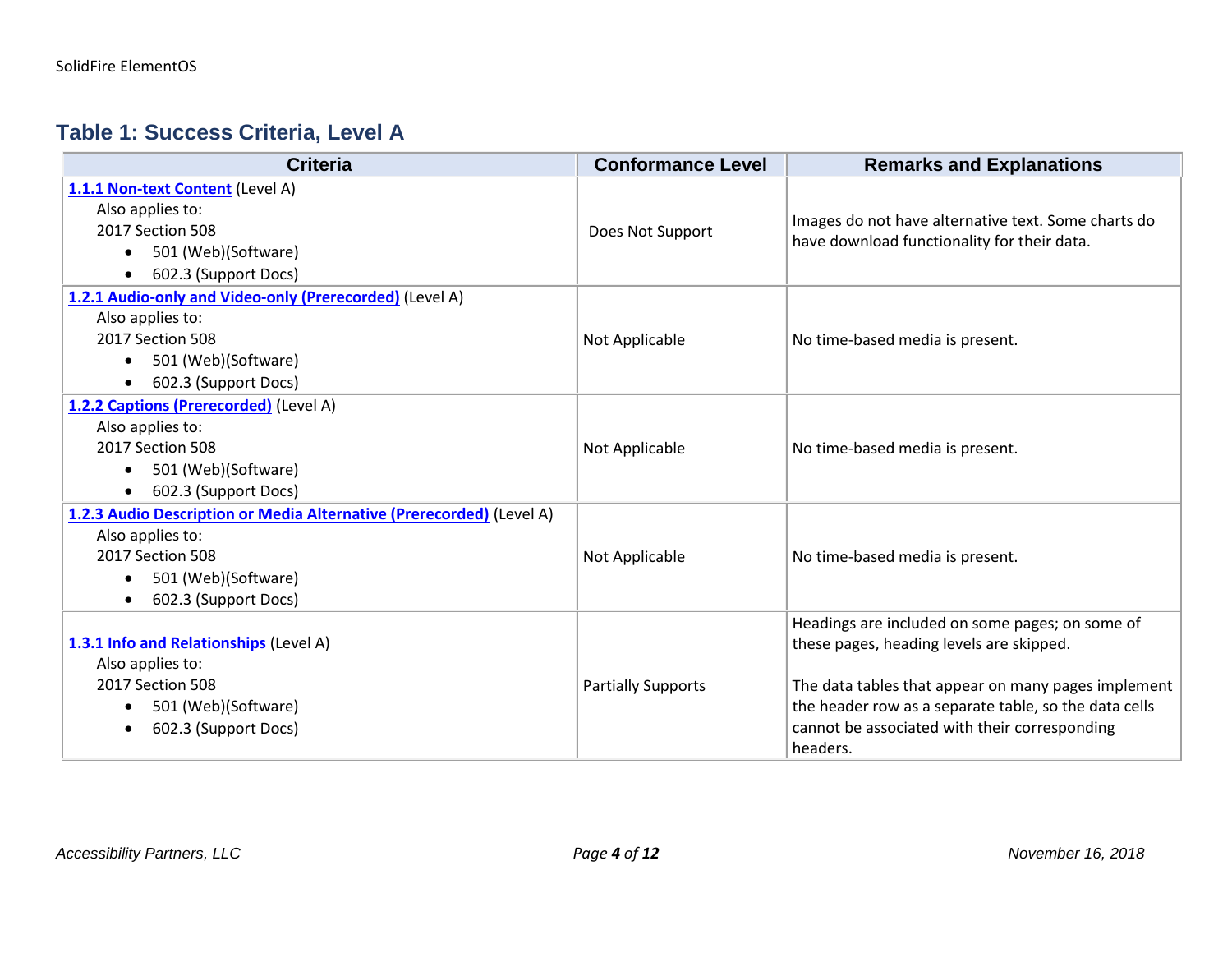## Table 1: Success Criteria, Level A

| Criteria | Conformance Level | Remarks and Explanations |
|---|---|---|
| **1.1.1 Non-text Content** (Level A)<br>Also applies to:<br>2017 Section 508<br>• 501 (Web)(Software)<br>• 602.3 (Support Docs) | Does Not Support | Images do not have alternative text. Some charts do have download functionality for their data. |
| **1.2.1 Audio-only and Video-only (Prerecorded)** (Level A)<br>Also applies to:<br>2017 Section 508<br>• 501 (Web)(Software)<br>• 602.3 (Support Docs) | Not Applicable | No time-based media is present. |
| **1.2.2 Captions (Prerecorded)** (Level A)<br>Also applies to:<br>2017 Section 508<br>• 501 (Web)(Software)<br>• 602.3 (Support Docs) | Not Applicable | No time-based media is present. |
| **1.2.3 Audio Description or Media Alternative (Prerecorded)** (Level A)<br>Also applies to:<br>2017 Section 508<br>• 501 (Web)(Software)<br>• 602.3 (Support Docs) | Not Applicable | No time-based media is present. |
| **1.3.1 Info and Relationships** (Level A)<br>Also applies to:<br>2017 Section 508<br>• 501 (Web)(Software)<br>• 602.3 (Support Docs) | Partially Supports | Headings are included on some pages; on some of these pages, heading levels are skipped.<br><br>The data tables that appear on many pages implement the header row as a separate table, so the data cells cannot be associated with their corresponding headers. |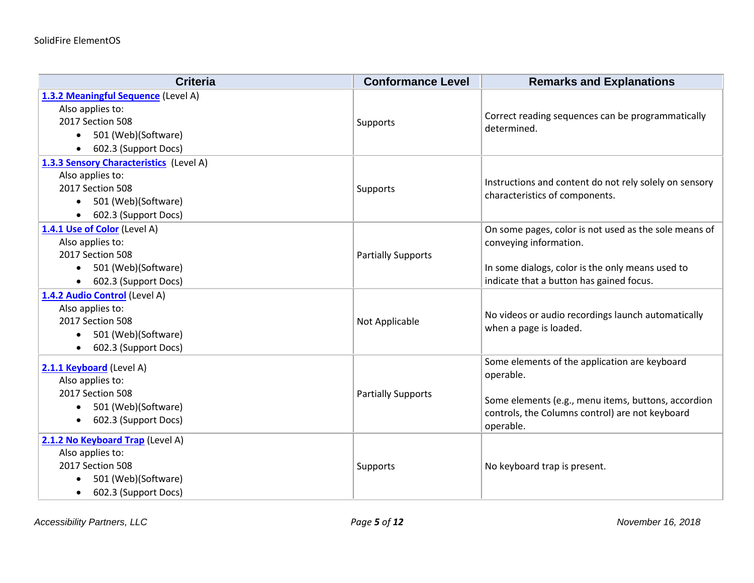| Criteria | Conformance Level | Remarks and Explanations |
|---|---|---|
| **1.3.2 Meaningful Sequence** (Level A)<br>Also applies to:<br>2017 Section 508<br>• 501 (Web)(Software)<br>• 602.3 (Support Docs) | Supports | Correct reading sequences can be programmatically determined. |
| **1.3.3 Sensory Characteristics** (Level A)<br>Also applies to:<br>2017 Section 508<br>• 501 (Web)(Software)<br>• 602.3 (Support Docs) | Supports | Instructions and content do not rely solely on sensory characteristics of components. |
| **1.4.1 Use of Color** (Level A)<br>Also applies to:<br>2017 Section 508<br>• 501 (Web)(Software)<br>• 602.3 (Support Docs) | Partially Supports | On some pages, color is not used as the sole means of conveying information.<br><br>In some dialogs, color is the only means used to indicate that a button has gained focus. |
| **1.4.2 Audio Control** (Level A)<br>Also applies to:<br>2017 Section 508<br>• 501 (Web)(Software)<br>• 602.3 (Support Docs) | Not Applicable | No videos or audio recordings launch automatically when a page is loaded. |
| **2.1.1 Keyboard** (Level A)<br>Also applies to:<br>2017 Section 508<br>• 501 (Web)(Software)<br>• 602.3 (Support Docs) | Partially Supports | Some elements of the application are keyboard operable.<br><br>Some elements (e.g., menu items, buttons, accordion controls, the Columns control) are not keyboard operable. |
| **2.1.2 No Keyboard Trap** (Level A)<br>Also applies to:<br>2017 Section 508<br>• 501 (Web)(Software)<br>• 602.3 (Support Docs) | Supports | No keyboard trap is present. |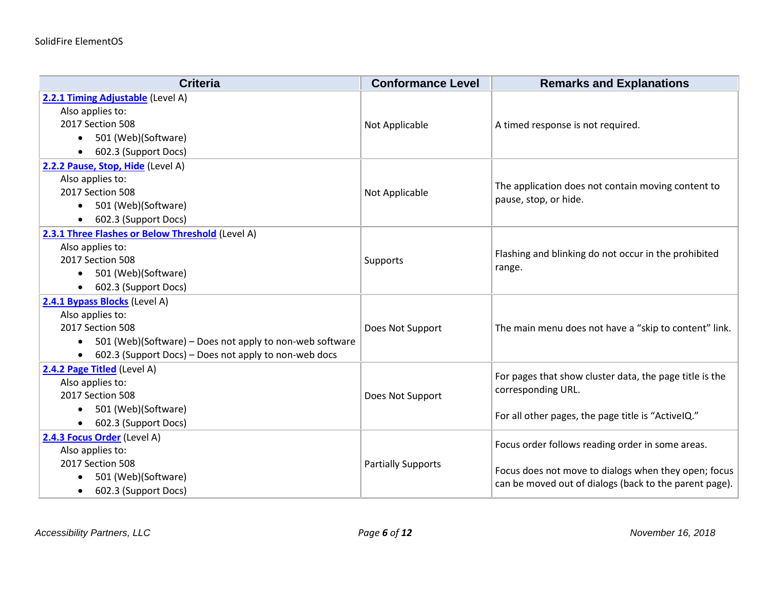| Criteria | Conformance Level | Remarks and Explanations |
|---|---|---|
| **2.2.1 Timing Adjustable** (Level A)<br>Also applies to:<br>2017 Section 508<br>• 501 (Web)(Software)<br>• 602.3 (Support Docs) | Not Applicable | A timed response is not required. |
| **2.2.2 Pause, Stop, Hide** (Level A)<br>Also applies to:<br>2017 Section 508<br>• 501 (Web)(Software)<br>• 602.3 (Support Docs) | Not Applicable | The application does not contain moving content to pause, stop, or hide. |
| **2.3.1 Three Flashes or Below Threshold** (Level A)<br>Also applies to:<br>2017 Section 508<br>• 501 (Web)(Software)<br>• 602.3 (Support Docs) | Supports | Flashing and blinking do not occur in the prohibited range. |
| **2.4.1 Bypass Blocks** (Level A)<br>Also applies to:<br>2017 Section 508<br>• 501 (Web)(Software) – Does not apply to non-web software<br>• 602.3 (Support Docs) – Does not apply to non-web docs | Does Not Support | The main menu does not have a "skip to content" link. |
| **2.4.2 Page Titled** (Level A)<br>Also applies to:<br>2017 Section 508<br>• 501 (Web)(Software)<br>• 602.3 (Support Docs) | Does Not Support | For pages that show cluster data, the page title is the corresponding URL.<br><br>For all other pages, the page title is "ActiveIQ." |
| **2.4.3 Focus Order** (Level A)<br>Also applies to:<br>2017 Section 508<br>• 501 (Web)(Software)<br>• 602.3 (Support Docs) | Partially Supports | Focus order follows reading order in some areas.<br><br>Focus does not move to dialogs when they open; focus can be moved out of dialogs (back to the parent page). |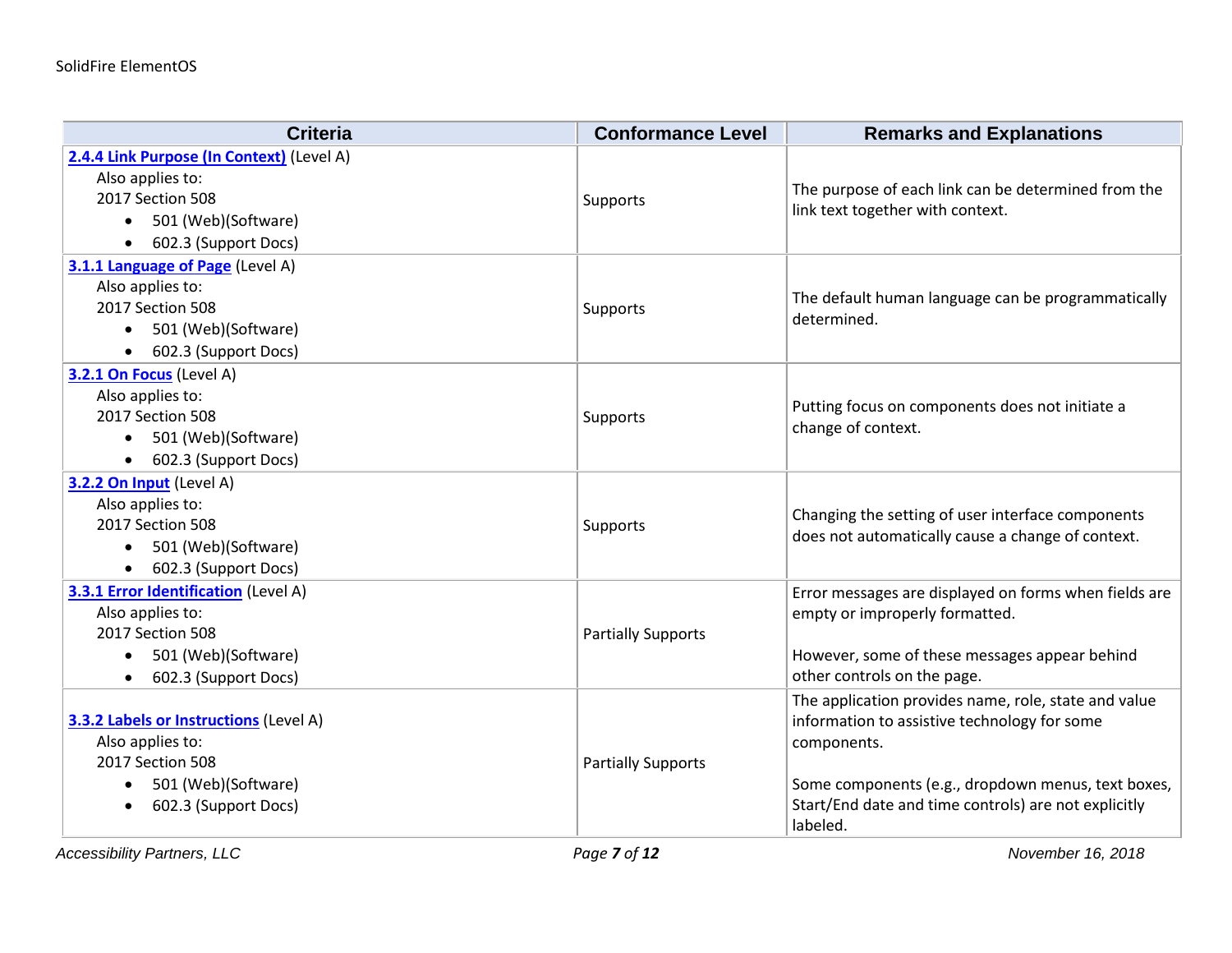| Criteria | Conformance Level | Remarks and Explanations |
| --- | --- | --- |
| **2.4.4 Link Purpose (In Context)** (Level A)<br>Also applies to:<br>2017 Section 508<br>• 501 (Web)(Software)<br>• 602.3 (Support Docs) | Supports | The purpose of each link can be determined from the link text together with context. |
| **3.1.1 Language of Page** (Level A)<br>Also applies to:<br>2017 Section 508<br>• 501 (Web)(Software)<br>• 602.3 (Support Docs) | Supports | The default human language can be programmatically determined. |
| **3.2.1 On Focus** (Level A)<br>Also applies to:<br>2017 Section 508<br>• 501 (Web)(Software)<br>• 602.3 (Support Docs) | Supports | Putting focus on components does not initiate a change of context. |
| **3.2.2 On Input** (Level A)<br>Also applies to:<br>2017 Section 508<br>• 501 (Web)(Software)<br>• 602.3 (Support Docs) | Supports | Changing the setting of user interface components does not automatically cause a change of context. |
| **3.3.1 Error Identification** (Level A)<br>Also applies to:<br>2017 Section 508<br>• 501 (Web)(Software)<br>• 602.3 (Support Docs) | Partially Supports | Error messages are displayed on forms when fields are empty or improperly formatted.<br><br>However, some of these messages appear behind other controls on the page. |
| **3.3.2 Labels or Instructions** (Level A)<br>Also applies to:<br>2017 Section 508<br>• 501 (Web)(Software)<br>• 602.3 (Support Docs) | Partially Supports | The application provides name, role, state and value information to assistive technology for some components.<br><br>Some components (e.g., dropdown menus, text boxes, Start/End date and time controls) are not explicitly labeled. |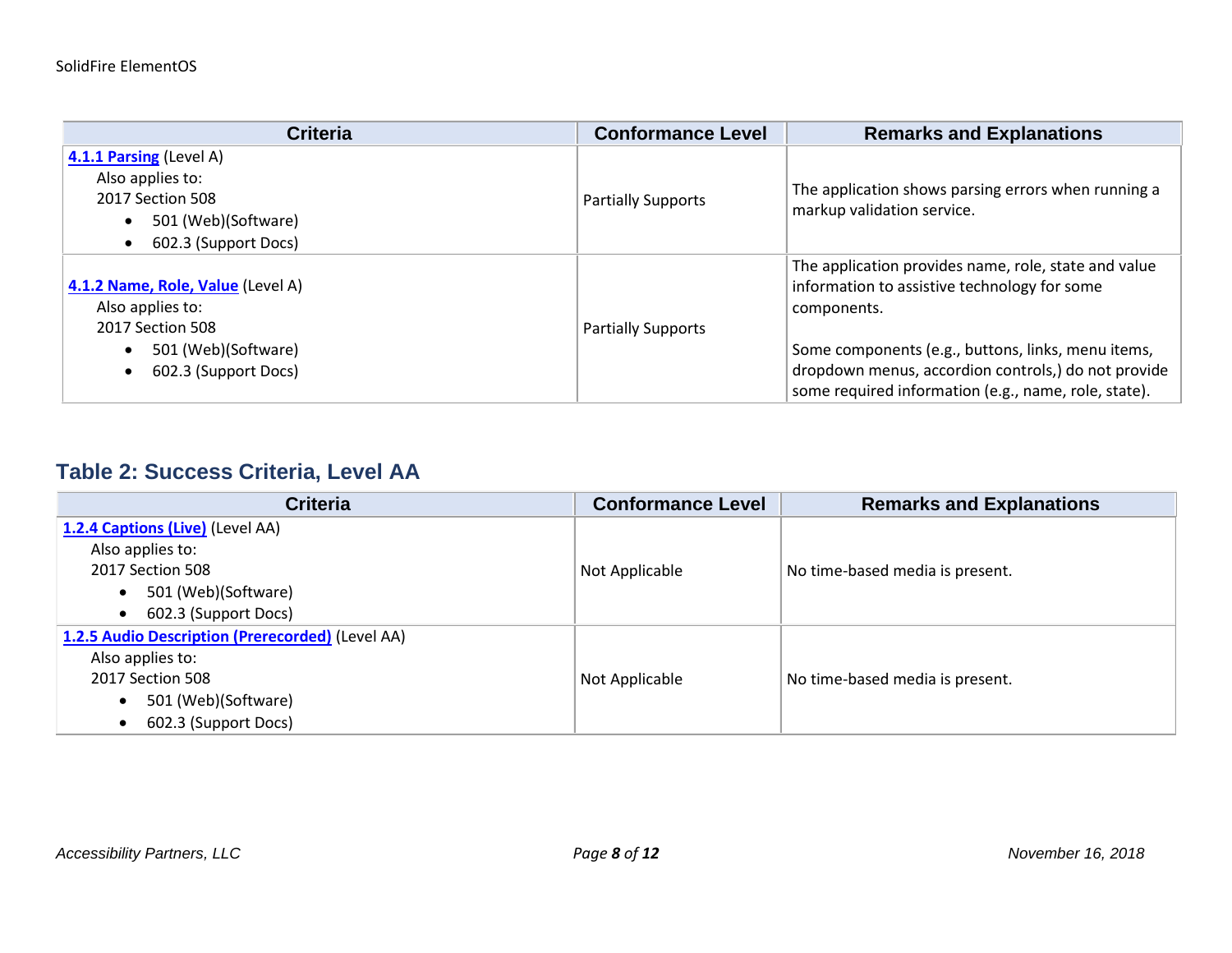| Criteria | Conformance Level | Remarks and Explanations |
|---|---|---|
| **4.1.1 Parsing** (Level A)<br>Also applies to:<br>2017 Section 508<br>• 501 (Web)(Software)<br>• 602.3 (Support Docs) | Partially Supports | The application shows parsing errors when running a markup validation service. |
| **4.1.2 Name, Role, Value** (Level A)<br>Also applies to:<br>2017 Section 508<br>• 501 (Web)(Software)<br>• 602.3 (Support Docs) | Partially Supports | The application provides name, role, state and value information to assistive technology for some components.<br><br>Some components (e.g., buttons, links, menu items, dropdown menus, accordion controls,) do not provide some required information (e.g., name, role, state). |

## Table 2: Success Criteria, Level AA

| Criteria | Conformance Level | Remarks and Explanations |
|---|---|---|
| **1.2.4 Captions (Live)** (Level AA)<br>Also applies to:<br>2017 Section 508<br>• 501 (Web)(Software)<br>• 602.3 (Support Docs) | Not Applicable | No time-based media is present. |
| **1.2.5 Audio Description (Prerecorded)** (Level AA)<br>Also applies to:<br>2017 Section 508<br>• 501 (Web)(Software)<br>• 602.3 (Support Docs) | Not Applicable | No time-based media is present. |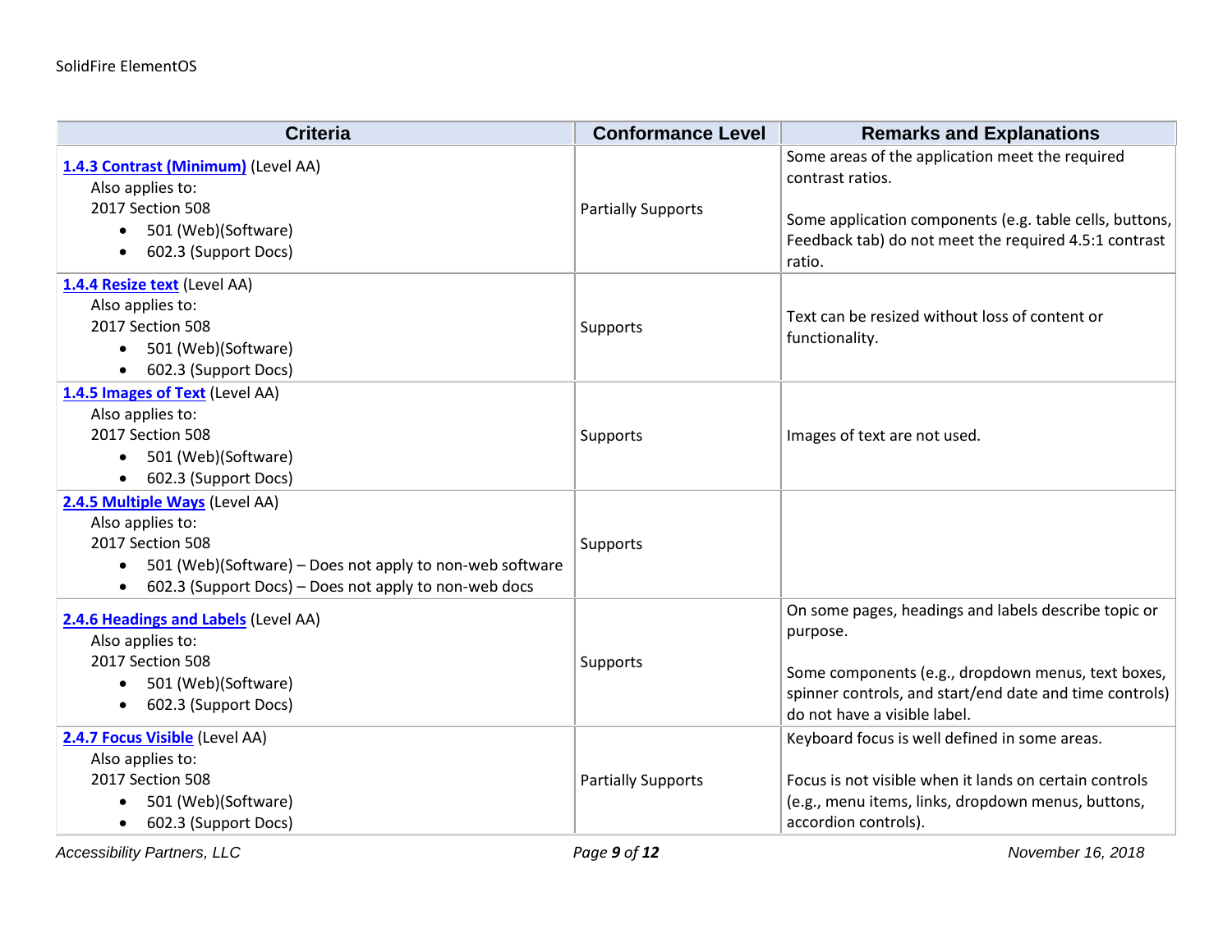| Criteria | Conformance Level | Remarks and Explanations |
| --- | --- | --- |
| **1.4.3 Contrast (Minimum)** (Level AA)<br>Also applies to:<br>2017 Section 508<br>• 501 (Web)(Software)<br>• 602.3 (Support Docs) | Partially Supports | Some areas of the application meet the required contrast ratios.<br><br>Some application components (e.g. table cells, buttons, Feedback tab) do not meet the required 4.5:1 contrast ratio. |
| **1.4.4 Resize text** (Level AA)<br>Also applies to:<br>2017 Section 508<br>• 501 (Web)(Software)<br>• 602.3 (Support Docs) | Supports | Text can be resized without loss of content or functionality. |
| **1.4.5 Images of Text** (Level AA)<br>Also applies to:<br>2017 Section 508<br>• 501 (Web)(Software)<br>• 602.3 (Support Docs) | Supports | Images of text are not used. |
| **2.4.5 Multiple Ways** (Level AA)<br>Also applies to:<br>2017 Section 508<br>• 501 (Web)(Software) – Does not apply to non-web software<br>• 602.3 (Support Docs) – Does not apply to non-web docs | Supports | |
| **2.4.6 Headings and Labels** (Level AA)<br>Also applies to:<br>2017 Section 508<br>• 501 (Web)(Software)<br>• 602.3 (Support Docs) | Supports | On some pages, headings and labels describe topic or purpose.<br><br>Some components (e.g., dropdown menus, text boxes, spinner controls, and start/end date and time controls) do not have a visible label. |
| **2.4.7 Focus Visible** (Level AA)<br>Also applies to:<br>2017 Section 508<br>• 501 (Web)(Software)<br>• 602.3 (Support Docs) | Partially Supports | Keyboard focus is well defined in some areas.<br><br>Focus is not visible when it lands on certain controls (e.g., menu items, links, dropdown menus, buttons, accordion controls). |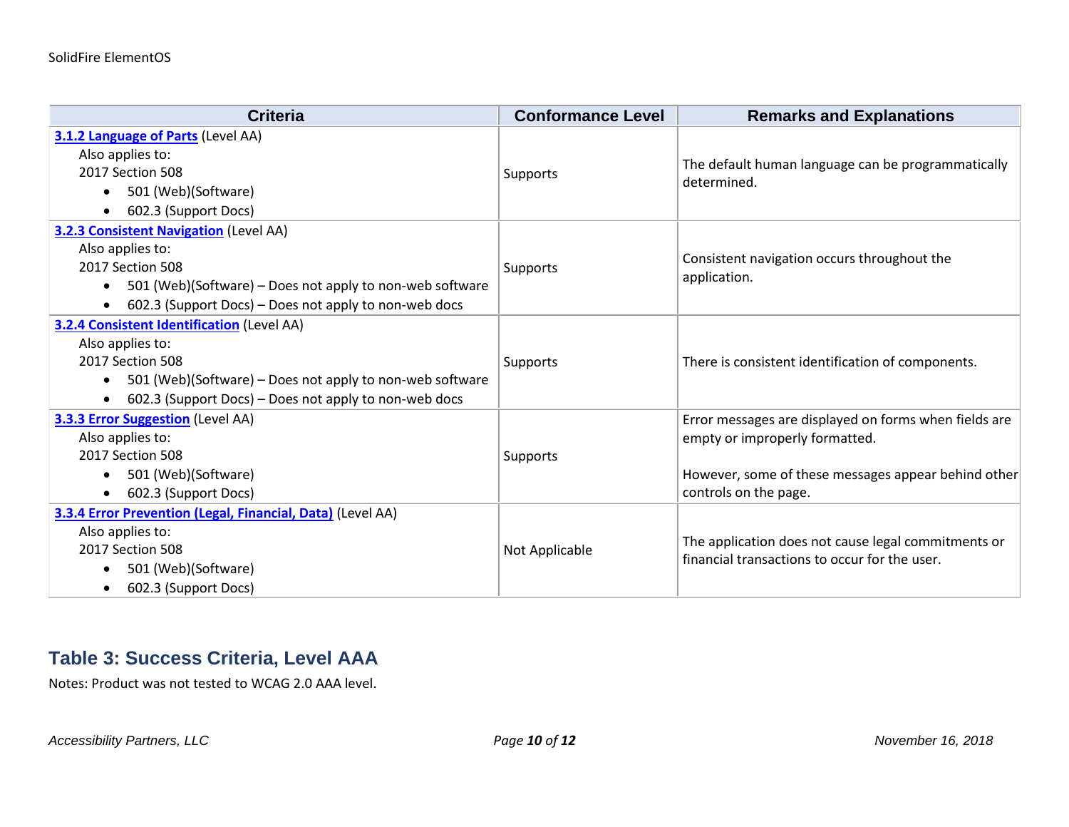| Criteria | Conformance Level | Remarks and Explanations |
| --- | --- | --- |
| **3.1.2 Language of Parts** (Level AA)<br>Also applies to:<br>2017 Section 508<br>• 501 (Web)(Software)<br>• 602.3 (Support Docs) | Supports | The default human language can be programmatically determined. |
| **3.2.3 Consistent Navigation** (Level AA)<br>Also applies to:<br>2017 Section 508<br>• 501 (Web)(Software) – Does not apply to non-web software<br>• 602.3 (Support Docs) – Does not apply to non-web docs | Supports | Consistent navigation occurs throughout the application. |
| **3.2.4 Consistent Identification** (Level AA)<br>Also applies to:<br>2017 Section 508<br>• 501 (Web)(Software) – Does not apply to non-web software<br>• 602.3 (Support Docs) – Does not apply to non-web docs | Supports | There is consistent identification of components. |
| **3.3.3 Error Suggestion** (Level AA)<br>Also applies to:<br>2017 Section 508<br>• 501 (Web)(Software)<br>• 602.3 (Support Docs) | Supports | Error messages are displayed on forms when fields are empty or improperly formatted.<br><br>However, some of these messages appear behind other controls on the page. |
| **3.3.4 Error Prevention (Legal, Financial, Data)** (Level AA)<br>Also applies to:<br>2017 Section 508<br>• 501 (Web)(Software)<br>• 602.3 (Support Docs) | Not Applicable | The application does not cause legal commitments or financial transactions to occur for the user. |

## Table 3: Success Criteria, Level AAA

Notes: Product was not tested to WCAG 2.0 AAA level.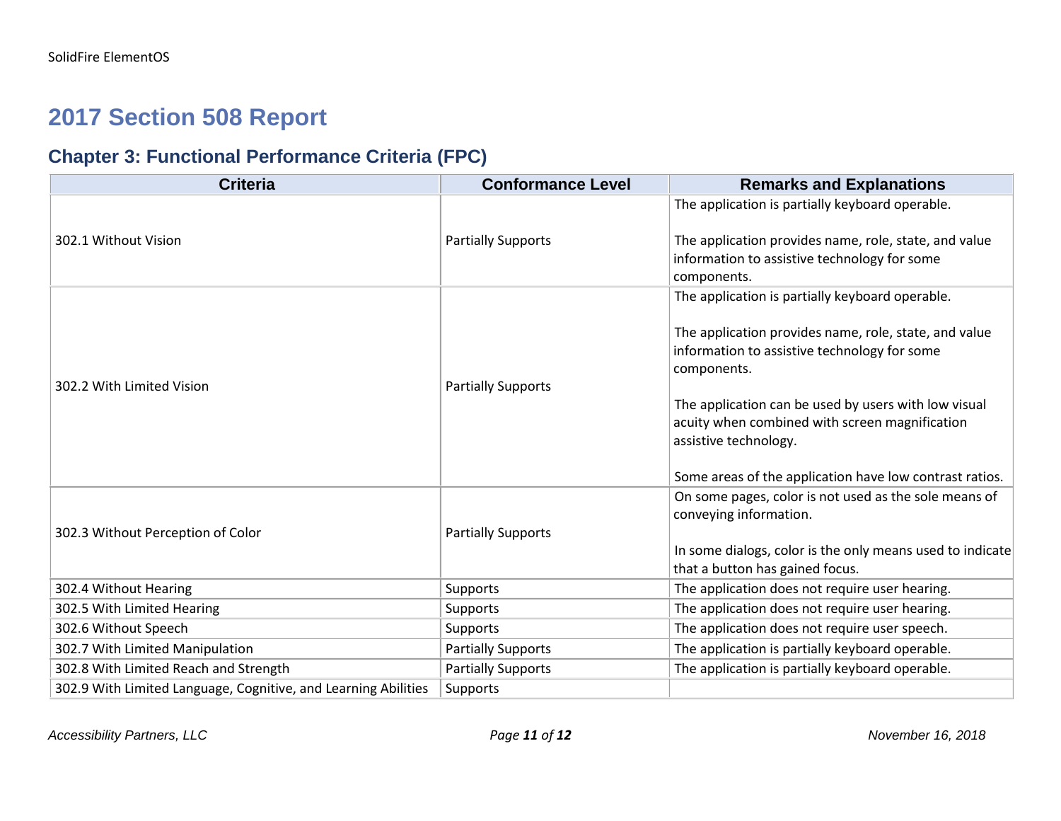# 2017 Section 508 Report

## Chapter 3: Functional Performance Criteria (FPC)

| Criteria | Conformance Level | Remarks and Explanations |
|---|---|---|
| 302.1 Without Vision | Partially Supports | The application is partially keyboard operable.<br><br>The application provides name, role, state, and value information to assistive technology for some components. |
| 302.2 With Limited Vision | Partially Supports | The application is partially keyboard operable.<br><br>The application provides name, role, state, and value information to assistive technology for some components.<br><br>The application can be used by users with low visual acuity when combined with screen magnification assistive technology.<br><br>Some areas of the application have low contrast ratios. |
| 302.3 Without Perception of Color | Partially Supports | On some pages, color is not used as the sole means of conveying information.<br><br>In some dialogs, color is the only means used to indicate that a button has gained focus. |
| 302.4 Without Hearing | Supports | The application does not require user hearing. |
| 302.5 With Limited Hearing | Supports | The application does not require user hearing. |
| 302.6 Without Speech | Supports | The application does not require user speech. |
| 302.7 With Limited Manipulation | Partially Supports | The application is partially keyboard operable. |
| 302.8 With Limited Reach and Strength | Partially Supports | The application is partially keyboard operable. |
| 302.9 With Limited Language, Cognitive, and Learning Abilities | Supports | |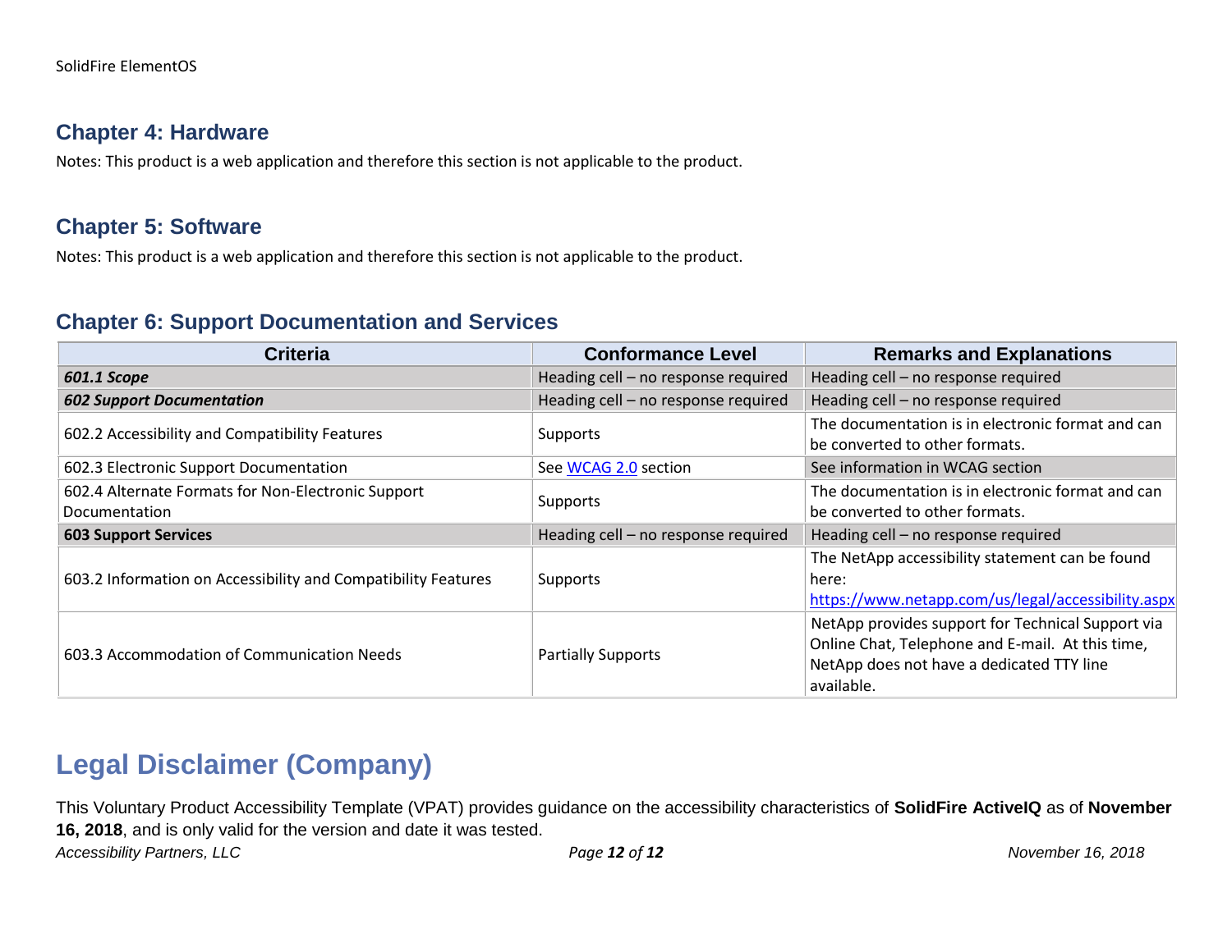## Chapter 4: Hardware

Notes: This product is a web application and therefore this section is not applicable to the product.

## Chapter 5: Software

Notes: This product is a web application and therefore this section is not applicable to the product.

## Chapter 6: Support Documentation and Services

| Criteria | Conformance Level | Remarks and Explanations |
| --- | --- | --- |
| ***601.1 Scope*** | Heading cell – no response required | Heading cell – no response required |
| ***602 Support Documentation*** | Heading cell – no response required | Heading cell – no response required |
| 602.2 Accessibility and Compatibility Features | Supports | The documentation is in electronic format and can be converted to other formats. |
| 602.3 Electronic Support Documentation | See [WCAG 2.0]() section | See information in WCAG section |
| 602.4 Alternate Formats for Non-Electronic Support Documentation | Supports | The documentation is in electronic format and can be converted to other formats. |
| **603 Support Services** | Heading cell – no response required | Heading cell – no response required |
| 603.2 Information on Accessibility and Compatibility Features | Supports | The NetApp accessibility statement can be found here: https://www.netapp.com/us/legal/accessibility.aspx |
| 603.3 Accommodation of Communication Needs | Partially Supports | NetApp provides support for Technical Support via Online Chat, Telephone and E-mail. At this time, NetApp does not have a dedicated TTY line available. |

# Legal Disclaimer (Company)

This Voluntary Product Accessibility Template (VPAT) provides guidance on the accessibility characteristics of **SolidFire ActiveIQ** as of **November 16, 2018**, and is only valid for the version and date it was tested.